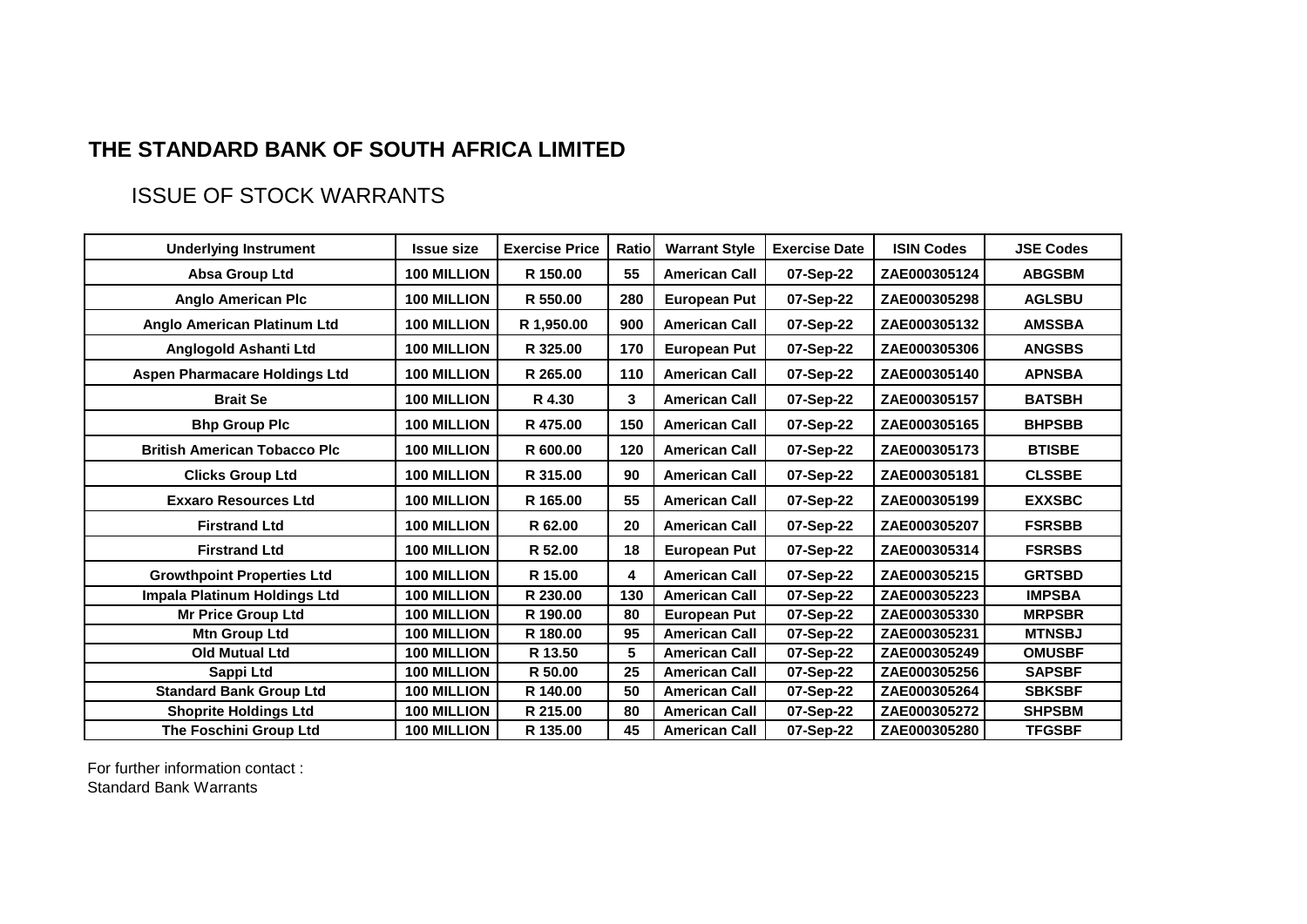# THE STANDARD BANK OF SOUTH AFRICA LIMITED

## ISSUE OF STOCK WARRANTS

| Underlying Instrument | Issue size | Exercise Price | Ratio | Warrant Style | Exercise Date | ISIN Codes | JSE Codes |
|---|---|---|---|---|---|---|---|
| Absa Group Ltd | 100 MILLION | R 150.00 | 55 | American Call | 07-Sep-22 | ZAE000305124 | ABGSBM |
| Anglo American Plc | 100 MILLION | R 550.00 | 280 | European Put | 07-Sep-22 | ZAE000305298 | AGLSBU |
| Anglo American Platinum Ltd | 100 MILLION | R 1,950.00 | 900 | American Call | 07-Sep-22 | ZAE000305132 | AMSSBA |
| Anglogold Ashanti Ltd | 100 MILLION | R 325.00 | 170 | European Put | 07-Sep-22 | ZAE000305306 | ANGSBS |
| Aspen Pharmacare Holdings Ltd | 100 MILLION | R 265.00 | 110 | American Call | 07-Sep-22 | ZAE000305140 | APNSBA |
| Brait Se | 100 MILLION | R 4.30 | 3 | American Call | 07-Sep-22 | ZAE000305157 | BATSBH |
| Bhp Group Plc | 100 MILLION | R 475.00 | 150 | American Call | 07-Sep-22 | ZAE000305165 | BHPSBB |
| British American Tobacco Plc | 100 MILLION | R 600.00 | 120 | American Call | 07-Sep-22 | ZAE000305173 | BTISBE |
| Clicks Group Ltd | 100 MILLION | R 315.00 | 90 | American Call | 07-Sep-22 | ZAE000305181 | CLSSBE |
| Exxaro Resources Ltd | 100 MILLION | R 165.00 | 55 | American Call | 07-Sep-22 | ZAE000305199 | EXXSBC |
| Firstrand Ltd | 100 MILLION | R 62.00 | 20 | American Call | 07-Sep-22 | ZAE000305207 | FSRSBB |
| Firstrand Ltd | 100 MILLION | R 52.00 | 18 | European Put | 07-Sep-22 | ZAE000305314 | FSRSBS |
| Growthpoint Properties Ltd | 100 MILLION | R 15.00 | 4 | American Call | 07-Sep-22 | ZAE000305215 | GRTSBD |
| Impala Platinum Holdings Ltd | 100 MILLION | R 230.00 | 130 | American Call | 07-Sep-22 | ZAE000305223 | IMPSBA |
| Mr Price Group Ltd | 100 MILLION | R 190.00 | 80 | European Put | 07-Sep-22 | ZAE000305330 | MRPSBR |
| Mtn Group Ltd | 100 MILLION | R 180.00 | 95 | American Call | 07-Sep-22 | ZAE000305231 | MTNSBJ |
| Old Mutual Ltd | 100 MILLION | R 13.50 | 5 | American Call | 07-Sep-22 | ZAE000305249 | OMUSBF |
| Sappi Ltd | 100 MILLION | R 50.00 | 25 | American Call | 07-Sep-22 | ZAE000305256 | SAPSBF |
| Standard Bank Group Ltd | 100 MILLION | R 140.00 | 50 | American Call | 07-Sep-22 | ZAE000305264 | SBKSBF |
| Shoprite Holdings Ltd | 100 MILLION | R 215.00 | 80 | American Call | 07-Sep-22 | ZAE000305272 | SHPSBM |
| The Foschini Group Ltd | 100 MILLION | R 135.00 | 45 | American Call | 07-Sep-22 | ZAE000305280 | TFGSBF |

For further information contact :
Standard Bank Warrants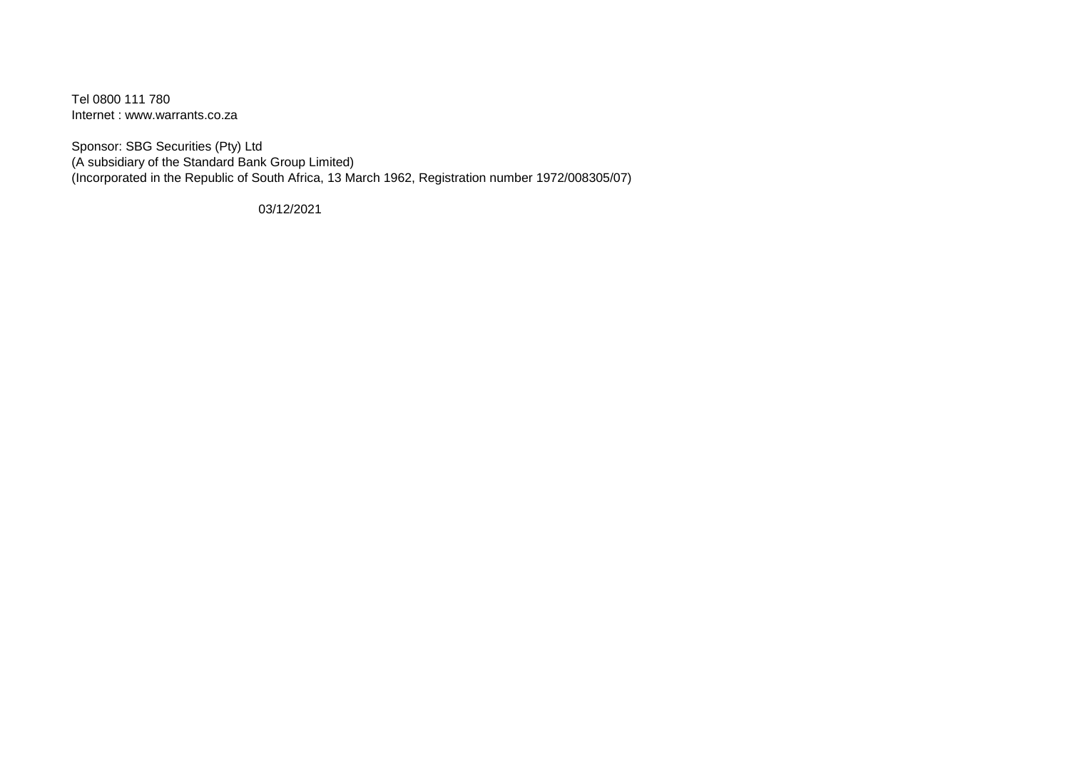Tel 0800 111 780
Internet : www.warrants.co.za

Sponsor: SBG Securities (Pty) Ltd
(A subsidiary of the Standard Bank Group Limited)
(Incorporated in the Republic of South Africa, 13 March 1962, Registration number 1972/008305/07)

03/12/2021